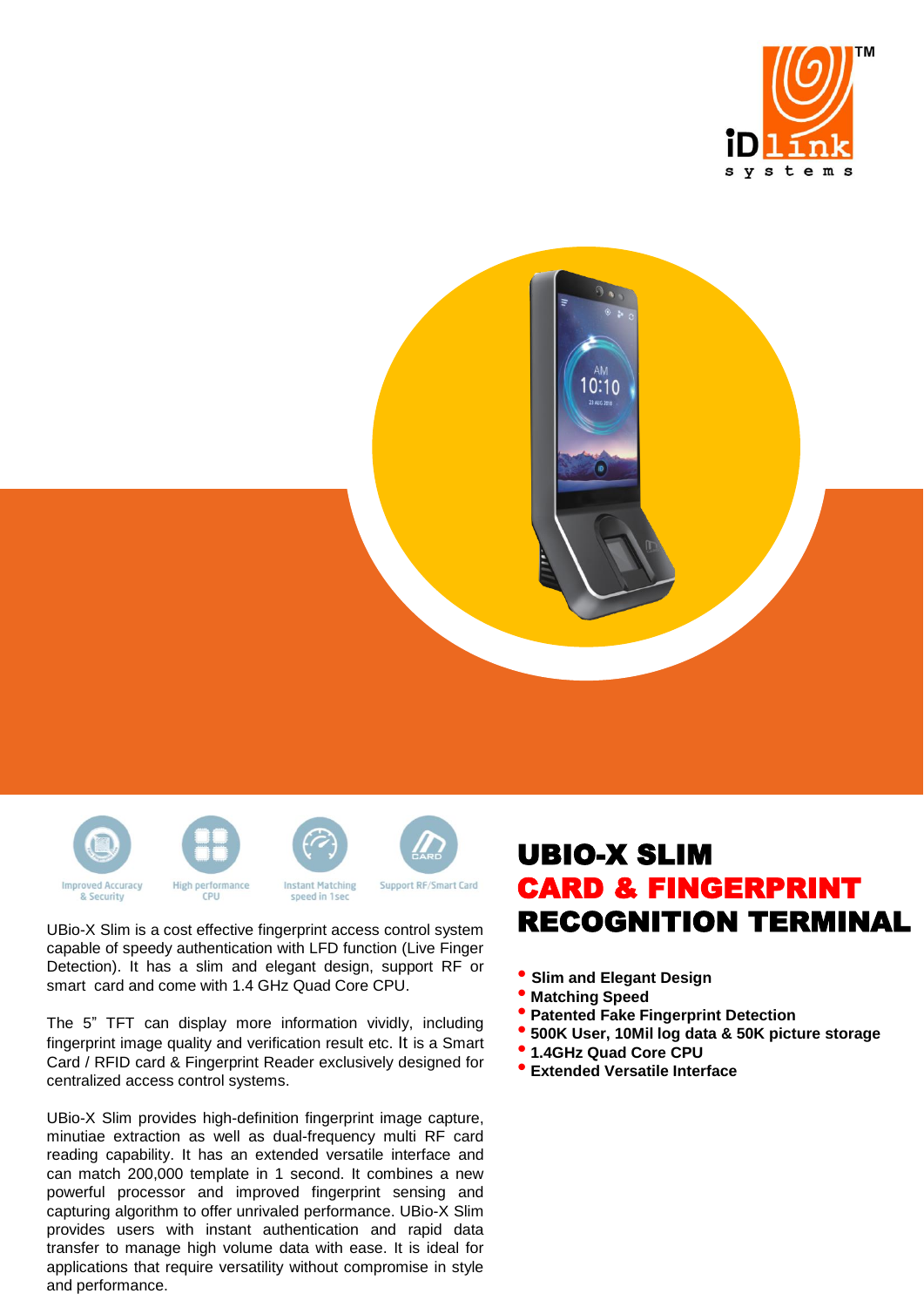# UBIO-X SLIM
# CARD & FINGERPRINT RECOGNITION TERMINAL

Improved Accuracy & Security | High performance CPU | Instant Matching speed in 1sec | Support RF/Smart Card

UBio-X Slim is a cost effective fingerprint access control system capable of speedy authentication with LFD function (Live Finger Detection). It has a slim and elegant design, support RF or smart card and come with 1.4 GHz Quad Core CPU.

The 5" TFT can display more information vividly, including fingerprint image quality and verification result etc. It is a Smart Card / RFID card & Fingerprint Reader exclusively designed for centralized access control systems.

UBio-X Slim provides high-definition fingerprint image capture, minutiae extraction as well as dual-frequency multi RF card reading capability. It has an extended versatile interface and can match 200,000 template in 1 second. It combines a new powerful processor and improved fingerprint sensing and capturing algorithm to offer unrivaled performance. UBio-X Slim provides users with instant authentication and rapid data transfer to manage high volume data with ease. It is ideal for applications that require versatility without compromise in style and performance.

- **Slim and Elegant Design**
- **Matching Speed**
- **Patented Fake Fingerprint Detection**
- **500K User, 10Mil log data & 50K picture storage**
- **1.4GHz Quad Core CPU**
- **Extended Versatile Interface**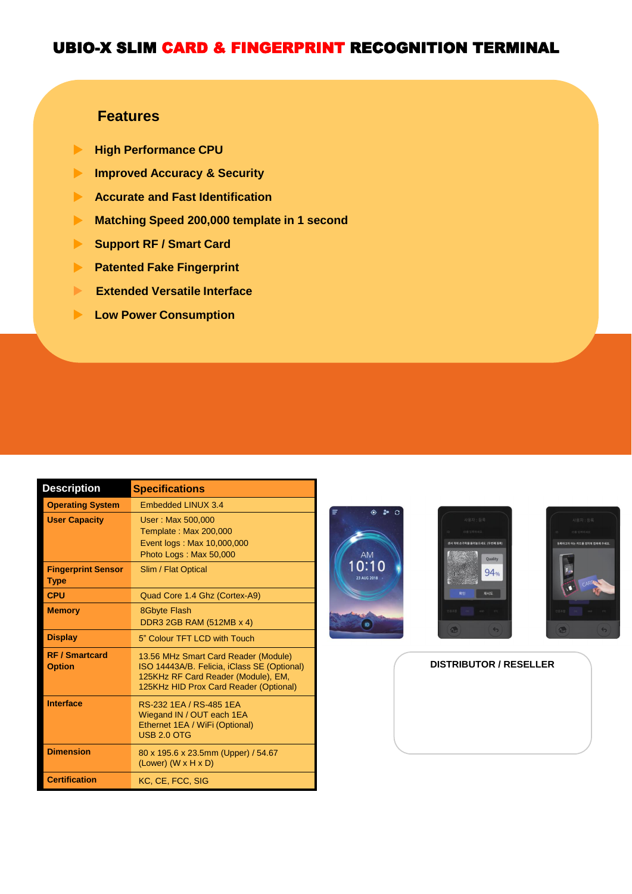# UBIO-X SLIM CARD & FINGERPRINT RECOGNITION TERMINAL

## Features

- High Performance CPU
- Improved Accuracy & Security
- Accurate and Fast Identification
- Matching Speed 200,000 template in 1 second
- Support RF / Smart Card
- Patented Fake Fingerprint
- Extended Versatile Interface
- Low Power Consumption

| Description | Specifications |
| --- | --- |
| **Operating System** | Embedded LINUX 3.4 |
| **User Capacity** | User : Max 500,000<br>Template : Max 200,000<br>Event logs : Max 10,000,000<br>Photo Logs : Max 50,000 |
| **Fingerprint Sensor Type** | Slim / Flat Optical |
| **CPU** | Quad Core 1.4 Ghz (Cortex-A9) |
| **Memory** | 8Gbyte Flash<br>DDR3 2GB RAM (512MB x 4) |
| **Display** | 5" Colour TFT LCD with Touch |
| **RF / Smartcard Option** | 13.56 MHz Smart Card Reader (Module)<br>ISO 14443A/B. Felicia, iClass SE (Optional)<br>125KHz RF Card Reader (Module), EM,<br>125KHz HID Prox Card Reader (Optional) |
| **Interface** | RS-232 1EA / RS-485 1EA<br>Wiegand IN / OUT each 1EA<br>Ethernet 1EA / WiFi (Optional)<br>USB 2.0 OTG |
| **Dimension** | 80 x 195.6 x 23.5mm (Upper) / 54.67 (Lower) (W x H x D) |
| **Certification** | KC, CE, FCC, SIG |

**DISTRIBUTOR / RESELLER**